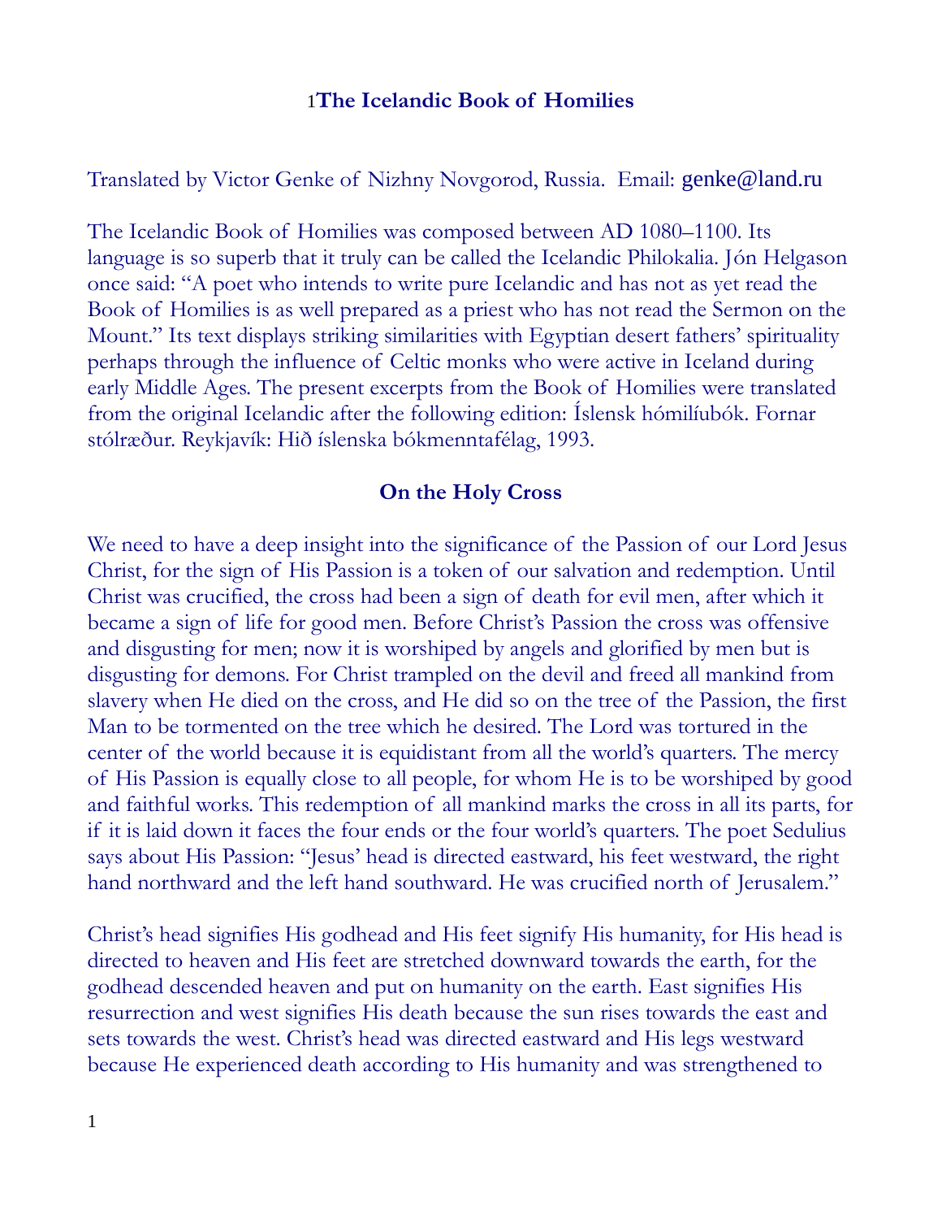# [1]The Icelandic Book of Homilies

Translated by Victor Genke of Nizhny Novgorod, Russia. Email: genke@land.ru

The Icelandic Book of Homilies was composed between AD 1080–1100. Its language is so superb that it truly can be called the Icelandic Philokalia. Jón Helgason once said: "A poet who intends to write pure Icelandic and has not as yet read the Book of Homilies is as well prepared as a priest who has not read the Sermon on the Mount." Its text displays striking similarities with Egyptian desert fathers' spirituality perhaps through the influence of Celtic monks who were active in Iceland during early Middle Ages. The present excerpts from the Book of Homilies were translated from the original Icelandic after the following edition: Íslensk hómilíubók. Fornar stólræður. Reykjavík: Hið íslenska bókmenntafélag, 1993.

## On the Holy Cross

We need to have a deep insight into the significance of the Passion of our Lord Jesus Christ, for the sign of His Passion is a token of our salvation and redemption. Until Christ was crucified, the cross had been a sign of death for evil men, after which it became a sign of life for good men. Before Christ's Passion the cross was offensive and disgusting for men; now it is worshiped by angels and glorified by men but is disgusting for demons. For Christ trampled on the devil and freed all mankind from slavery when He died on the cross, and He did so on the tree of the Passion, the first Man to be tormented on the tree which he desired. The Lord was tortured in the center of the world because it is equidistant from all the world's quarters. The mercy of His Passion is equally close to all people, for whom He is to be worshiped by good and faithful works. This redemption of all mankind marks the cross in all its parts, for if it is laid down it faces the four ends or the four world's quarters. The poet Sedulius says about His Passion: "Jesus' head is directed eastward, his feet westward, the right hand northward and the left hand southward. He was crucified north of Jerusalem."

Christ's head signifies His godhead and His feet signify His humanity, for His head is directed to heaven and His feet are stretched downward towards the earth, for the godhead descended heaven and put on humanity on the earth. East signifies His resurrection and west signifies His death because the sun rises towards the east and sets towards the west. Christ's head was directed eastward and His legs westward because He experienced death according to His humanity and was strengthened to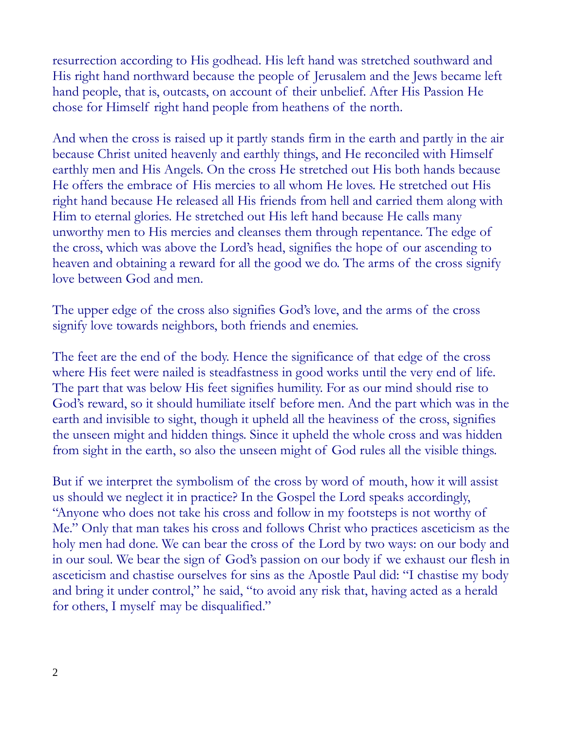resurrection according to His godhead. His left hand was stretched southward and His right hand northward because the people of Jerusalem and the Jews became left hand people, that is, outcasts, on account of their unbelief. After His Passion He chose for Himself right hand people from heathens of the north.

And when the cross is raised up it partly stands firm in the earth and partly in the air because Christ united heavenly and earthly things, and He reconciled with Himself earthly men and His Angels. On the cross He stretched out His both hands because He offers the embrace of His mercies to all whom He loves. He stretched out His right hand because He released all His friends from hell and carried them along with Him to eternal glories. He stretched out His left hand because He calls many unworthy men to His mercies and cleanses them through repentance. The edge of the cross, which was above the Lord's head, signifies the hope of our ascending to heaven and obtaining a reward for all the good we do. The arms of the cross signify love between God and men.

The upper edge of the cross also signifies God's love, and the arms of the cross signify love towards neighbors, both friends and enemies.

The feet are the end of the body. Hence the significance of that edge of the cross where His feet were nailed is steadfastness in good works until the very end of life. The part that was below His feet signifies humility. For as our mind should rise to God's reward, so it should humiliate itself before men. And the part which was in the earth and invisible to sight, though it upheld all the heaviness of the cross, signifies the unseen might and hidden things. Since it upheld the whole cross and was hidden from sight in the earth, so also the unseen might of God rules all the visible things.

But if we interpret the symbolism of the cross by word of mouth, how it will assist us should we neglect it in practice? In the Gospel the Lord speaks accordingly, "Anyone who does not take his cross and follow in my footsteps is not worthy of Me." Only that man takes his cross and follows Christ who practices asceticism as the holy men had done. We can bear the cross of the Lord by two ways: on our body and in our soul. We bear the sign of God's passion on our body if we exhaust our flesh in asceticism and chastise ourselves for sins as the Apostle Paul did: "I chastise my body and bring it under control," he said, "to avoid any risk that, having acted as a herald for others, I myself may be disqualified."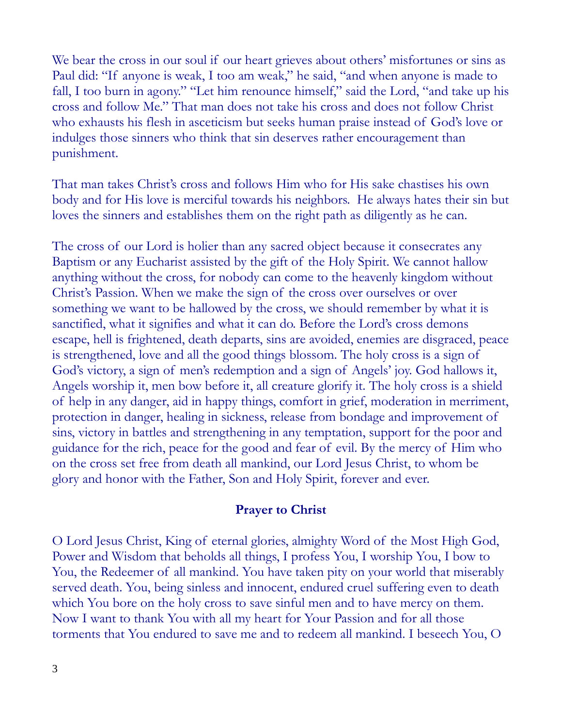We bear the cross in our soul if our heart grieves about others' misfortunes or sins as Paul did: "If anyone is weak, I too am weak," he said, "and when anyone is made to fall, I too burn in agony." "Let him renounce himself," said the Lord, "and take up his cross and follow Me." That man does not take his cross and does not follow Christ who exhausts his flesh in asceticism but seeks human praise instead of God's love or indulges those sinners who think that sin deserves rather encouragement than punishment.

That man takes Christ's cross and follows Him who for His sake chastises his own body and for His love is merciful towards his neighbors. He always hates their sin but loves the sinners and establishes them on the right path as diligently as he can.

The cross of our Lord is holier than any sacred object because it consecrates any Baptism or any Eucharist assisted by the gift of the Holy Spirit. We cannot hallow anything without the cross, for nobody can come to the heavenly kingdom without Christ's Passion. When we make the sign of the cross over ourselves or over something we want to be hallowed by the cross, we should remember by what it is sanctified, what it signifies and what it can do. Before the Lord's cross demons escape, hell is frightened, death departs, sins are avoided, enemies are disgraced, peace is strengthened, love and all the good things blossom. The holy cross is a sign of God's victory, a sign of men's redemption and a sign of Angels' joy. God hallows it, Angels worship it, men bow before it, all creature glorify it. The holy cross is a shield of help in any danger, aid in happy things, comfort in grief, moderation in merriment, protection in danger, healing in sickness, release from bondage and improvement of sins, victory in battles and strengthening in any temptation, support for the poor and guidance for the rich, peace for the good and fear of evil. By the mercy of Him who on the cross set free from death all mankind, our Lord Jesus Christ, to whom be glory and honor with the Father, Son and Holy Spirit, forever and ever.

## Prayer to Christ

O Lord Jesus Christ, King of eternal glories, almighty Word of the Most High God, Power and Wisdom that beholds all things, I profess You, I worship You, I bow to You, the Redeemer of all mankind. You have taken pity on your world that miserably served death. You, being sinless and innocent, endured cruel suffering even to death which You bore on the holy cross to save sinful men and to have mercy on them. Now I want to thank You with all my heart for Your Passion and for all those torments that You endured to save me and to redeem all mankind. I beseech You, O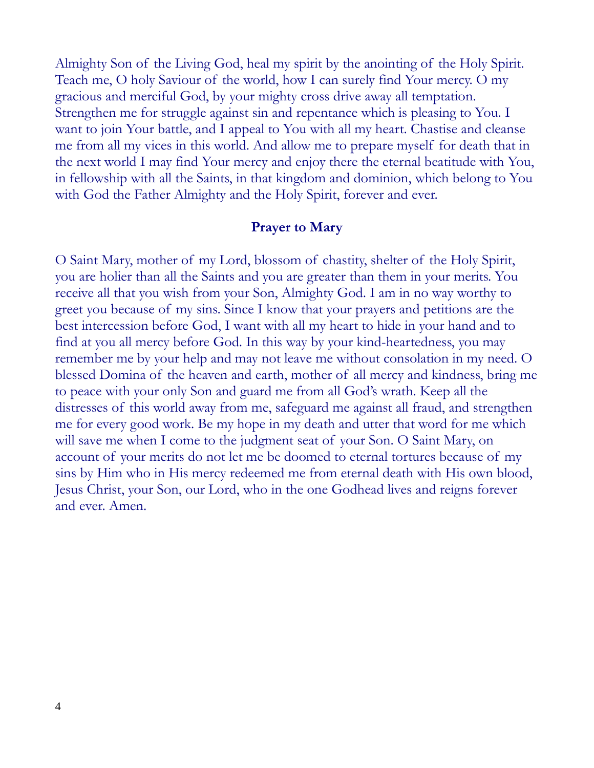Almighty Son of the Living God, heal my spirit by the anointing of the Holy Spirit. Teach me, O holy Saviour of the world, how I can surely find Your mercy. O my gracious and merciful God, by your mighty cross drive away all temptation. Strengthen me for struggle against sin and repentance which is pleasing to You. I want to join Your battle, and I appeal to You with all my heart. Chastise and cleanse me from all my vices in this world. And allow me to prepare myself for death that in the next world I may find Your mercy and enjoy there the eternal beatitude with You, in fellowship with all the Saints, in that kingdom and dominion, which belong to You with God the Father Almighty and the Holy Spirit, forever and ever.

**Prayer to Mary**

O Saint Mary, mother of my Lord, blossom of chastity, shelter of the Holy Spirit, you are holier than all the Saints and you are greater than them in your merits. You receive all that you wish from your Son, Almighty God. I am in no way worthy to greet you because of my sins. Since I know that your prayers and petitions are the best intercession before God, I want with all my heart to hide in your hand and to find at you all mercy before God. In this way by your kind-heartedness, you may remember me by your help and may not leave me without consolation in my need. O blessed Domina of the heaven and earth, mother of all mercy and kindness, bring me to peace with your only Son and guard me from all God's wrath. Keep all the distresses of this world away from me, safeguard me against all fraud, and strengthen me for every good work. Be my hope in my death and utter that word for me which will save me when I come to the judgment seat of your Son. O Saint Mary, on account of your merits do not let me be doomed to eternal tortures because of my sins by Him who in His mercy redeemed me from eternal death with His own blood, Jesus Christ, your Son, our Lord, who in the one Godhead lives and reigns forever and ever. Amen.